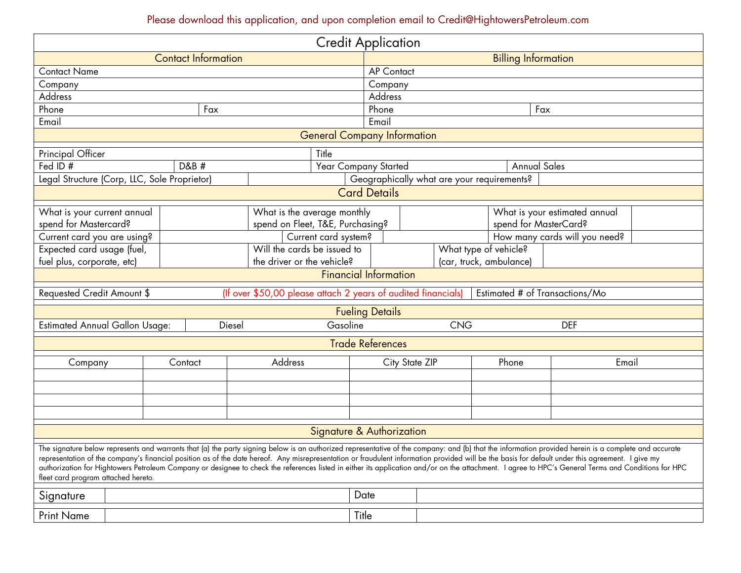Please download this application, and upon completion email to Credit@HightowersPetroleum.com

# Credit Application

| Contact Information | | Billing Information | |
|---|---|---|---|
| Contact Name | | AP Contact | |
| Company | | Company | |
| Address | | Address | |
| Phone | Fax | Phone | Fax |
| Email | | Email | |

## General Company Information

| Principal Officer | | Title | |
|---|---|---|---|
| Fed ID # | D&B # | Year Company Started | Annual Sales |
| Legal Structure (Corp, LLC, Sole Proprietor) | | Geographically what are your requirements? | |

## Card Details

| What is your current annual spend for Mastercard? | | What is the average monthly spend on Fleet, T&E, Purchasing? | | What is your estimated annual spend for MasterCard? | |
|---|---|---|---|---|---|
| Current card you are using? | | Current card system? | | How many cards will you need? | |
| Expected card usage (fuel, fuel plus, corporate, etc) | | Will the cards be issued to the driver or the vehicle? | | What type of vehicle? (car, truck, ambulance) | |

## Financial Information

| Requested Credit Amount $ | (If over $50,00 please attach 2 years of audited financials) | Estimated # of Transactions/Mo |
|---|---|---|

## Fueling Details

| Estimated Annual Gallon Usage: | Diesel | Gasoline | CNG | DEF |
|---|---|---|---|---|

## Trade References

| Company | Contact | Address | City State ZIP | Phone | Email |
|---|---|---|---|---|---|
| | | | | | |
| | | | | | |
| | | | | | |
| | | | | | |

## Signature & Authorization

The signature below represents and warrants that (a) the party signing below is an authorized representative of the company: and (b) that the information provided herein is a complete and accurate representation of the company's financial position as of the date hereof. Any misrepresentation or fraudulent information provided will be the basis for default under this agreement. I give my authorization for Hightowers Petroleum Company or designee to check the references listed in either its application and/or on the attachment. I agree to HPC's General Terms and Conditions for HPC fleet card program attached hereto.

| Signature | | Date | |
|---|---|---|---|
| Print Name | | Title | |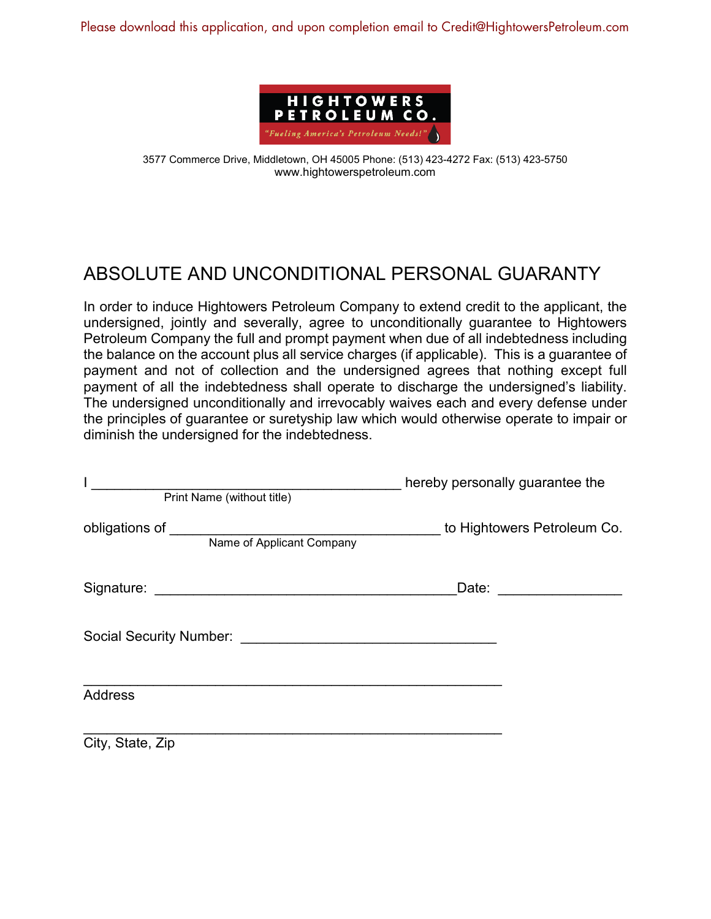Please download this application, and upon completion email to Credit@HightowersPetroleum.com

**HIGHTOWERS PETROLEUM CO.**

*"Fueling America's Petroleum Needs!"*

3577 Commerce Drive, Middletown, OH 45005 Phone: (513) 423-4272 Fax: (513) 423-5750
www.hightowerspetroleum.com

# ABSOLUTE AND UNCONDITIONAL PERSONAL GUARANTY

In order to induce Hightowers Petroleum Company to extend credit to the applicant, the undersigned, jointly and severally, agree to unconditionally guarantee to Hightowers Petroleum Company the full and prompt payment when due of all indebtedness including the balance on the account plus all service charges (if applicable). This is a guarantee of payment and not of collection and the undersigned agrees that nothing except full payment of all the indebtedness shall operate to discharge the undersigned's liability. The undersigned unconditionally and irrevocably waives each and every defense under the principles of guarantee or suretyship law which would otherwise operate to impair or diminish the undersigned for the indebtedness.

I ________________________________________ hereby personally guarantee the
Print Name (without title)

obligations of __________________________________ to Hightowers Petroleum Co.
Name of Applicant Company

Signature: ______________________________________ Date: _______________

Social Security Number: ________________________________

_____________________________________________________
Address

_____________________________________________________
City, State, Zip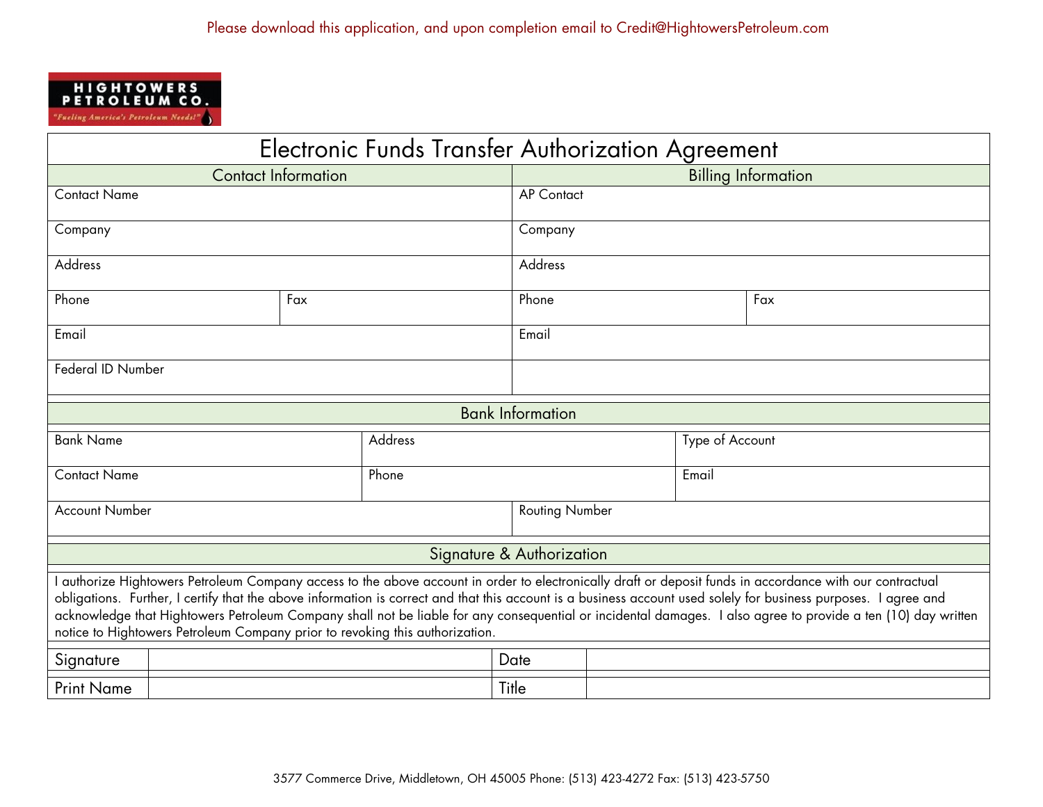Please download this application, and upon completion email to Credit@HightowersPetroleum.com

**HIGHTOWERS PETROLEUM CO.**
*"Fueling America's Petroleum Needs!"*

# Electronic Funds Transfer Authorization Agreement

| Contact Information | | Billing Information | |
|---|---|---|---|
| Contact Name | | AP Contact | |
| Company | | Company | |
| Address | | Address | |
| Phone | Fax | Phone | Fax |
| Email | | Email | |
| Federal ID Number | | | |

## Bank Information

| Bank Name | Address | Type of Account |
|---|---|---|
| Contact Name | Phone | Email |
| Account Number | Routing Number | |

## Signature & Authorization

I authorize Hightowers Petroleum Company access to the above account in order to electronically draft or deposit funds in accordance with our contractual obligations. Further, I certify that the above information is correct and that this account is a business account used solely for business purposes. I agree and acknowledge that Hightowers Petroleum Company shall not be liable for any consequential or incidental damages. I also agree to provide a ten (10) day written notice to Hightowers Petroleum Company prior to revoking this authorization.

| Signature | | Date | |
|---|---|---|---|
| Print Name | | Title | |

3577 Commerce Drive, Middletown, OH 45005 Phone: (513) 423-4272 Fax: (513) 423-5750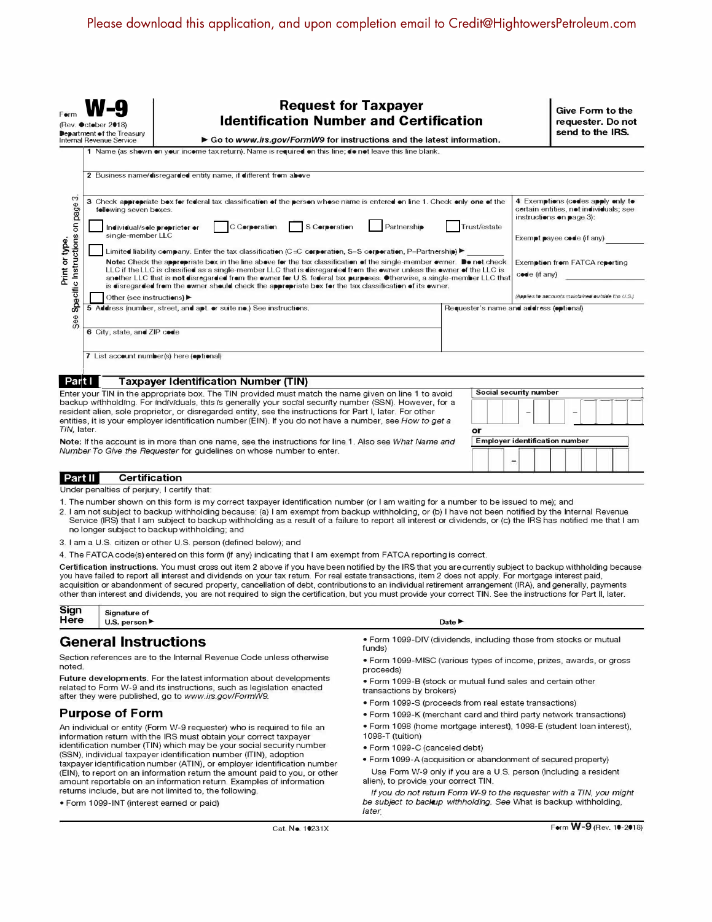Please download this application, and upon completion email to Credit@HightowersPetroleum.com

Form **W-9**
(Rev. October 2018)
Department of the Treasury
Internal Revenue Service

# Request for Taxpayer Identification Number and Certification

▶ Go to *www.irs.gov/FormW9* for instructions and the latest information.

**Give Form to the requester. Do not send to the IRS.**

Print or type.
See Specific Instructions on page 3.

1 Name (as shown on your income tax return). Name is required on this line; do not leave this line blank.

2 Business name/disregarded entity name, if different from above

3 Check appropriate box for federal tax classification of the person whose name is entered on line 1. Check only **one** of the following seven boxes.

☐ Individual/sole proprietor or single-member LLC ☐ C Corporation ☐ S Corporation ☐ Partnership ☐ Trust/estate

☐ Limited liability company. Enter the tax classification (C=C corporation, S=S corporation, P=Partnership) ▶

**Note:** Check the appropriate box in the line above for the tax classification of the single-member owner. **Do not** check LLC if the LLC is classified as a single-member LLC that is disregarded from the owner unless the owner of the LLC is another LLC that is **not** disregarded from the owner for U.S. federal tax purposes. Otherwise, a single-member LLC that is disregarded from the owner should check the appropriate box for the tax classification of its owner.

☐ Other (see instructions) ▶

4 Exemptions (codes apply only to certain entities, not individuals; see instructions on page 3):

Exempt payee code (if any)

Exemption from FATCA reporting code (if any)

*(Applies to accounts maintained outside the U.S.)*

5 Address (number, street, and apt. or suite no.) See instructions.

Requester's name and address (optional)

6 City, state, and ZIP code

7 List account number(s) here (optional)

## Part I Taxpayer Identification Number (TIN)

Enter your TIN in the appropriate box. The TIN provided must match the name given on line 1 to avoid backup withholding. For individuals, this is generally your social security number (SSN). However, for a resident alien, sole proprietor, or disregarded entity, see the instructions for Part I, later. For other entities, it is your employer identification number (EIN). If you do not have a number, see *How to get a TIN,* later.

**Note:** If the account is in more than one name, see the instructions for line 1. Also see *What Name and Number To Give the Requester* for guidelines on whose number to enter.

**Social security number**

☐☐☐ – ☐☐ – ☐☐☐☐

**or**

**Employer identification number**

☐☐ – ☐☐☐☐☐☐☐

## Part II Certification

Under penalties of perjury, I certify that:

1. The number shown on this form is my correct taxpayer identification number (or I am waiting for a number to be issued to me); and
2. I am not subject to backup withholding because: (a) I am exempt from backup withholding, or (b) I have not been notified by the Internal Revenue Service (IRS) that I am subject to backup withholding as a result of a failure to report all interest or dividends, or (c) the IRS has notified me that I am no longer subject to backup withholding; and
3. I am a U.S. citizen or other U.S. person (defined below); and
4. The FATCA code(s) entered on this form (if any) indicating that I am exempt from FATCA reporting is correct.

**Certification instructions.** You must cross out item 2 above if you have been notified by the IRS that you are currently subject to backup withholding because you have failed to report all interest and dividends on your tax return. For real estate transactions, item 2 does not apply. For mortgage interest paid, acquisition or abandonment of secured property, cancellation of debt, contributions to an individual retirement arrangement (IRA), and generally, payments other than interest and dividends, you are not required to sign the certification, but you must provide your correct TIN. See the instructions for Part II, later.

**Sign Here** Signature of U.S. person ▶ Date ▶

## General Instructions

Section references are to the Internal Revenue Code unless otherwise noted.

**Future developments.** For the latest information about developments related to Form W-9 and its instructions, such as legislation enacted after they were published, go to *www.irs.gov/FormW9.*

## Purpose of Form

An individual or entity (Form W-9 requester) who is required to file an information return with the IRS must obtain your correct taxpayer identification number (TIN) which may be your social security number (SSN), individual taxpayer identification number (ITIN), adoption taxpayer identification number (ATIN), or employer identification number (EIN), to report on an information return the amount paid to you, or other amount reportable on an information return. Examples of information returns include, but are not limited to, the following.

- Form 1099-INT (interest earned or paid)
- Form 1099-DIV (dividends, including those from stocks or mutual funds)
- Form 1099-MISC (various types of income, prizes, awards, or gross proceeds)
- Form 1099-B (stock or mutual fund sales and certain other transactions by brokers)
- Form 1099-S (proceeds from real estate transactions)
- Form 1099-K (merchant card and third party network transactions)
- Form 1098 (home mortgage interest), 1098-E (student loan interest), 1098-T (tuition)
- Form 1099-C (canceled debt)
- Form 1099-A (acquisition or abandonment of secured property)

Use Form W-9 only if you are a U.S. person (including a resident alien), to provide your correct TIN.

*If you do not return Form W-9 to the requester with a TIN, you might be subject to backup withholding. See* What is backup withholding, *later.*

Cat. No. 10231X